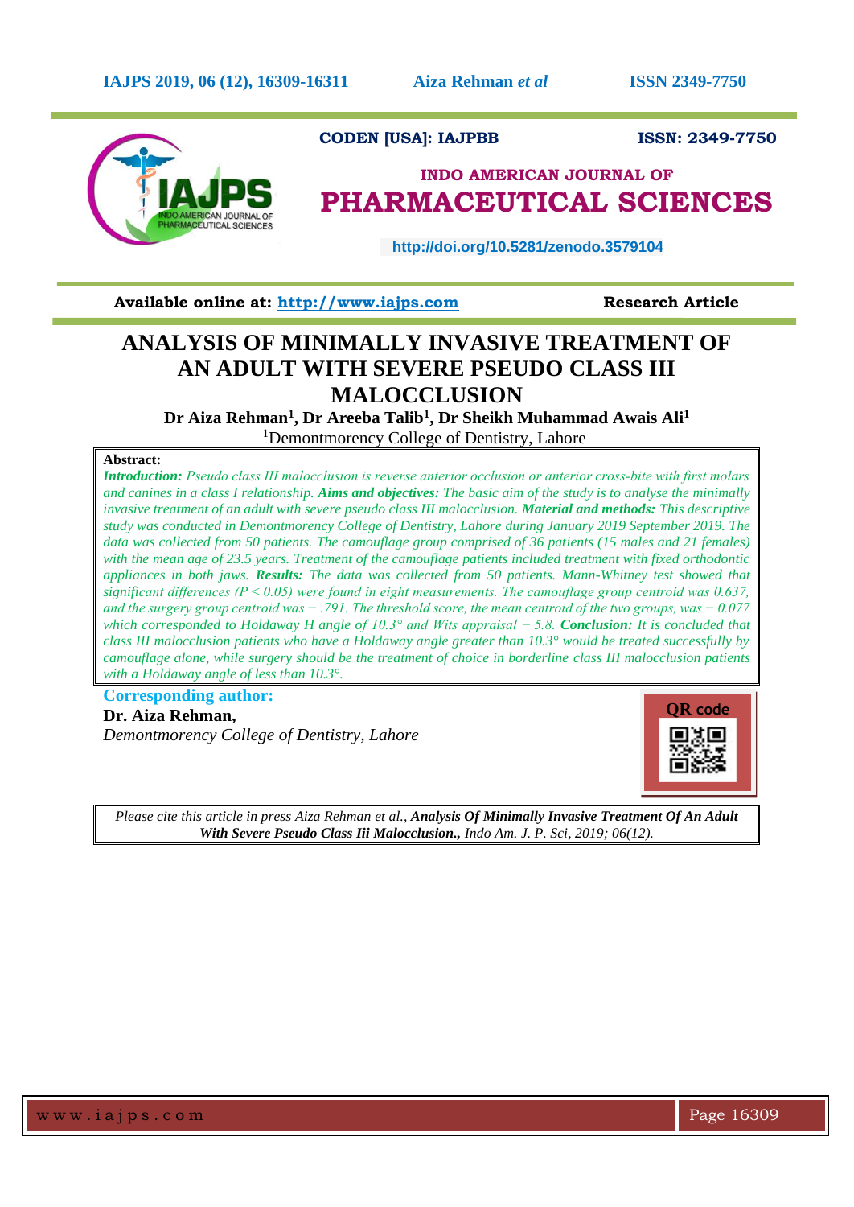CODEN [USA]: IAJPBB ISSN: 2349-7750

INDO AMERICAN JOURNAL OF
# PHARMACEUTICAL SCIENCES

http://doi.org/10.5281/zenodo.3579104

**Available online at: http://www.iajps.com** **Research Article**

# ANALYSIS OF MINIMALLY INVASIVE TREATMENT OF AN ADULT WITH SEVERE PSEUDO CLASS III MALOCCLUSION

**Dr Aiza Rehman[1], Dr Areeba Talib[1], Dr Sheikh Muhammad Awais Ali[1]**

[1]Demontmorency College of Dentistry, Lahore

**Abstract:**

***Introduction:*** *Pseudo class III malocclusion is reverse anterior occlusion or anterior cross-bite with first molars and canines in a class I relationship.* ***Aims and objectives:*** *The basic aim of the study is to analyse the minimally invasive treatment of an adult with severe pseudo class III malocclusion.* ***Material and methods:*** *This descriptive study was conducted in Demontmorency College of Dentistry, Lahore during January 2019 September 2019. The data was collected from 50 patients. The camouflage group comprised of 36 patients (15 males and 21 females) with the mean age of 23.5 years. Treatment of the camouflage patients included treatment with fixed orthodontic appliances in both jaws.* ***Results:*** *The data was collected from 50 patients. Mann-Whitney test showed that significant differences ($P < 0.05$) were found in eight measurements. The camouflage group centroid was 0.637, and the surgery group centroid was − .791. The threshold score, the mean centroid of the two groups, was − 0.077 which corresponded to Holdaway H angle of 10.3° and Wits appraisal − 5.8.* ***Conclusion:*** *It is concluded that class III malocclusion patients who have a Holdaway angle greater than 10.3° would be treated successfully by camouflage alone, while surgery should be the treatment of choice in borderline class III malocclusion patients with a Holdaway angle of less than 10.3°.*

**Corresponding author:**

**Dr. Aiza Rehman,**

*Demontmorency College of Dentistry, Lahore*

QR code

*Please cite this article in press Aiza Rehman et al.,* ***Analysis Of Minimally Invasive Treatment Of An Adult With Severe Pseudo Class Iii Malocclusion.,*** *Indo Am. J. P. Sci, 2019; 06(12).*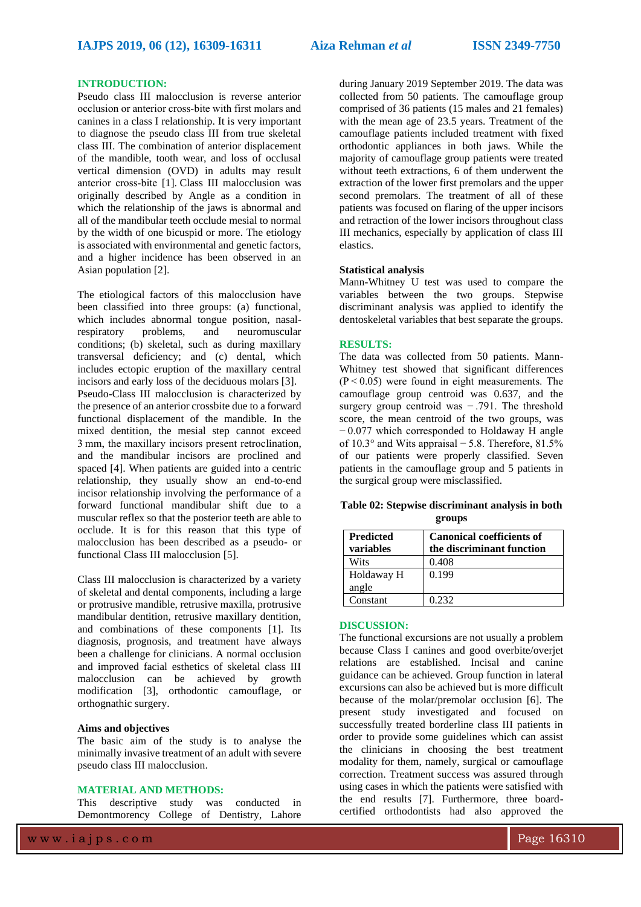## INTRODUCTION:

Pseudo class III malocclusion is reverse anterior occlusion or anterior cross-bite with first molars and canines in a class I relationship. It is very important to diagnose the pseudo class III from true skeletal class III. The combination of anterior displacement of the mandible, tooth wear, and loss of occlusal vertical dimension (OVD) in adults may result anterior cross-bite [1]. Class III malocclusion was originally described by Angle as a condition in which the relationship of the jaws is abnormal and all of the mandibular teeth occlude mesial to normal by the width of one bicuspid or more. The etiology is associated with environmental and genetic factors, and a higher incidence has been observed in an Asian population [2].

The etiological factors of this malocclusion have been classified into three groups: (a) functional, which includes abnormal tongue position, nasal-respiratory problems, and neuromuscular conditions; (b) skeletal, such as during maxillary transversal deficiency; and (c) dental, which includes ectopic eruption of the maxillary central incisors and early loss of the deciduous molars [3]. Pseudo-Class III malocclusion is characterized by the presence of an anterior crossbite due to a forward functional displacement of the mandible. In the mixed dentition, the mesial step cannot exceed 3 mm, the maxillary incisors present retroclination, and the mandibular incisors are proclined and spaced [4]. When patients are guided into a centric relationship, they usually show an end-to-end incisor relationship involving the performance of a forward functional mandibular shift due to a muscular reflex so that the posterior teeth are able to occlude. It is for this reason that this type of malocclusion has been described as a pseudo- or functional Class III malocclusion [5].

Class III malocclusion is characterized by a variety of skeletal and dental components, including a large or protrusive mandible, retrusive maxilla, protrusive mandibular dentition, retrusive maxillary dentition, and combinations of these components [1]. Its diagnosis, prognosis, and treatment have always been a challenge for clinicians. A normal occlusion and improved facial esthetics of skeletal class III malocclusion can be achieved by growth modification [3], orthodontic camouflage, or orthognathic surgery.

### Aims and objectives

The basic aim of the study is to analyse the minimally invasive treatment of an adult with severe pseudo class III malocclusion.

## MATERIAL AND METHODS:

This descriptive study was conducted in Demontmorency College of Dentistry, Lahore during January 2019 September 2019. The data was collected from 50 patients. The camouflage group comprised of 36 patients (15 males and 21 females) with the mean age of 23.5 years. Treatment of the camouflage patients included treatment with fixed orthodontic appliances in both jaws. While the majority of camouflage group patients were treated without teeth extractions, 6 of them underwent the extraction of the lower first premolars and the upper second premolars. The treatment of all of these patients was focused on flaring of the upper incisors and retraction of the lower incisors throughout class III mechanics, especially by application of class III elastics.

### Statistical analysis

Mann-Whitney U test was used to compare the variables between the two groups. Stepwise discriminant analysis was applied to identify the dentoskeletal variables that best separate the groups.

## RESULTS:

The data was collected from 50 patients. Mann-Whitney test showed that significant differences ($P < 0.05$) were found in eight measurements. The camouflage group centroid was 0.637, and the surgery group centroid was −.791. The threshold score, the mean centroid of the two groups, was −0.077 which corresponded to Holdaway H angle of 10.3° and Wits appraisal −5.8. Therefore, 81.5% of our patients were properly classified. Seven patients in the camouflage group and 5 patients in the surgical group were misclassified.

**Table 02: Stepwise discriminant analysis in both groups**

| Predicted variables | Canonical coefficients of the discriminant function |
|---|---|
| Wits | 0.408 |
| Holdaway H angle | 0.199 |
| Constant | 0.232 |

## DISCUSSION:

The functional excursions are not usually a problem because Class I canines and good overbite/overjet relations are established. Incisal and canine guidance can be achieved. Group function in lateral excursions can also be achieved but is more difficult because of the molar/premolar occlusion [6]. The present study investigated and focused on successfully treated borderline class III patients in order to provide some guidelines which can assist the clinicians in choosing the best treatment modality for them, namely, surgical or camouflage correction. Treatment success was assured through using cases in which the patients were satisfied with the end results [7]. Furthermore, three board-certified orthodontists had also approved the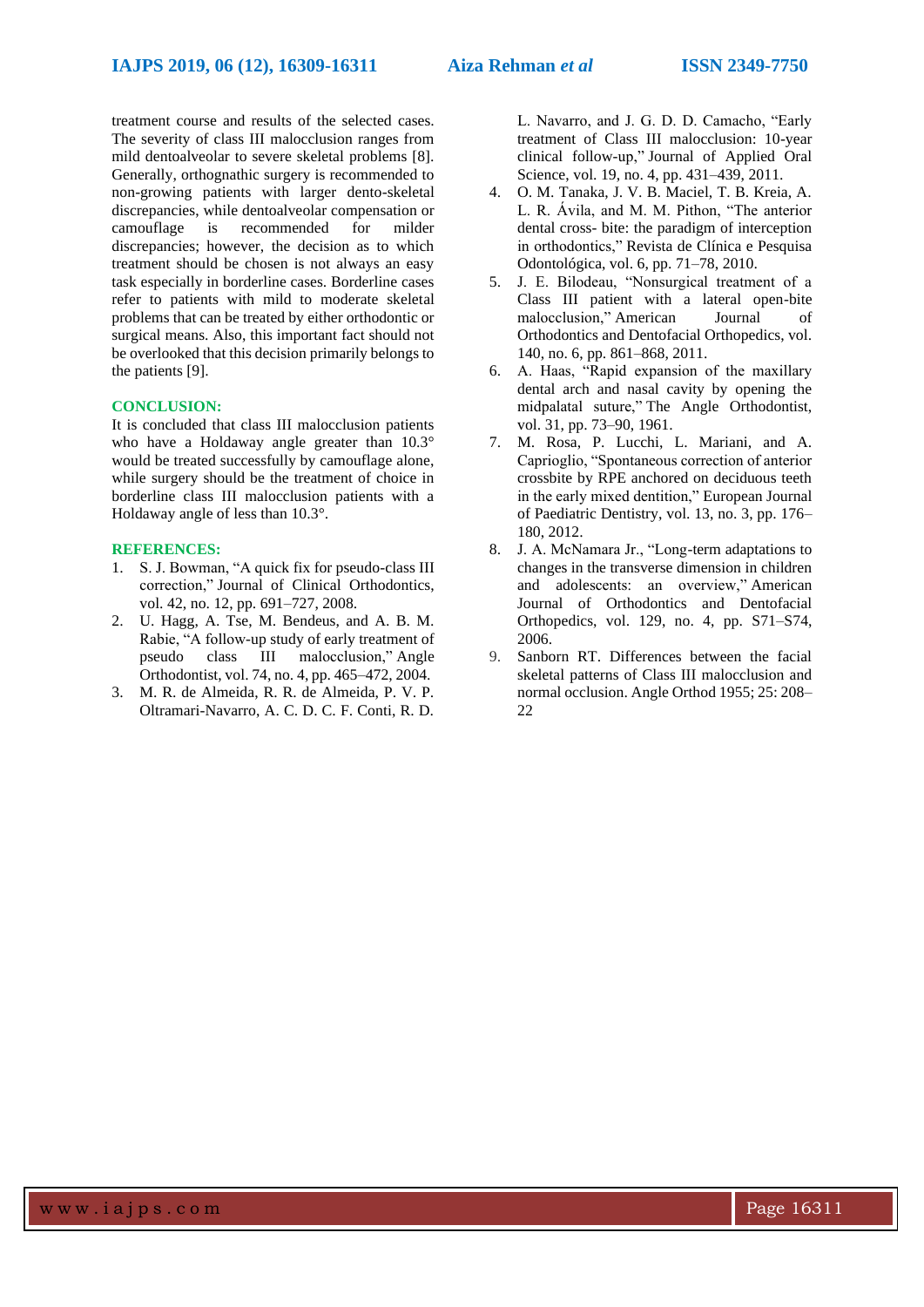treatment course and results of the selected cases. The severity of class III malocclusion ranges from mild dentoalveolar to severe skeletal problems [8]. Generally, orthognathic surgery is recommended to non-growing patients with larger dento-skeletal discrepancies, while dentoalveolar compensation or camouflage is recommended for milder discrepancies; however, the decision as to which treatment should be chosen is not always an easy task especially in borderline cases. Borderline cases refer to patients with mild to moderate skeletal problems that can be treated by either orthodontic or surgical means. Also, this important fact should not be overlooked that this decision primarily belongs to the patients [9].

## CONCLUSION:

It is concluded that class III malocclusion patients who have a Holdaway angle greater than 10.3° would be treated successfully by camouflage alone, while surgery should be the treatment of choice in borderline class III malocclusion patients with a Holdaway angle of less than 10.3°.

## REFERENCES:

1. S. J. Bowman, "A quick fix for pseudo-class III correction," Journal of Clinical Orthodontics, vol. 42, no. 12, pp. 691–727, 2008.
2. U. Hagg, A. Tse, M. Bendeus, and A. B. M. Rabie, "A follow-up study of early treatment of pseudo class III malocclusion," Angle Orthodontist, vol. 74, no. 4, pp. 465–472, 2004.
3. M. R. de Almeida, R. R. de Almeida, P. V. P. Oltramari-Navarro, A. C. D. C. F. Conti, R. D. L. Navarro, and J. G. D. D. Camacho, "Early treatment of Class III malocclusion: 10-year clinical follow-up," Journal of Applied Oral Science, vol. 19, no. 4, pp. 431–439, 2011.
4. O. M. Tanaka, J. V. B. Maciel, T. B. Kreia, A. L. R. Ávila, and M. M. Pithon, "The anterior dental cross- bite: the paradigm of interception in orthodontics," Revista de Clínica e Pesquisa Odontológica, vol. 6, pp. 71–78, 2010.
5. J. E. Bilodeau, "Nonsurgical treatment of a Class III patient with a lateral open-bite malocclusion," American Journal of Orthodontics and Dentofacial Orthopedics, vol. 140, no. 6, pp. 861–868, 2011.
6. A. Haas, "Rapid expansion of the maxillary dental arch and nasal cavity by opening the midpalatal suture," The Angle Orthodontist, vol. 31, pp. 73–90, 1961.
7. M. Rosa, P. Lucchi, L. Mariani, and A. Caprioglio, "Spontaneous correction of anterior crossbite by RPE anchored on deciduous teeth in the early mixed dentition," European Journal of Paediatric Dentistry, vol. 13, no. 3, pp. 176–180, 2012.
8. J. A. McNamara Jr., "Long-term adaptations to changes in the transverse dimension in children and adolescents: an overview," American Journal of Orthodontics and Dentofacial Orthopedics, vol. 129, no. 4, pp. S71–S74, 2006.
9. Sanborn RT. Differences between the facial skeletal patterns of Class III malocclusion and normal occlusion. Angle Orthod 1955; 25: 208–22